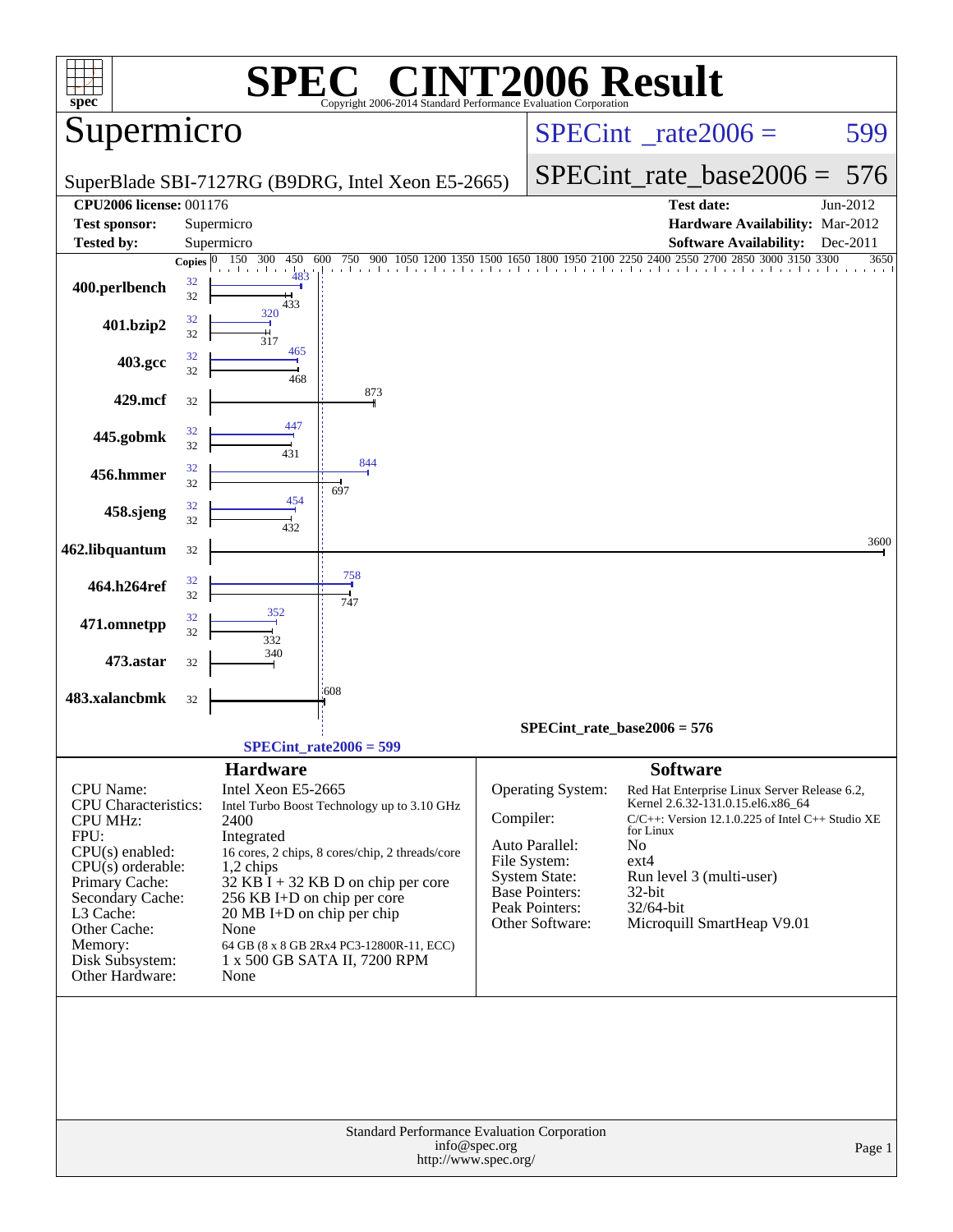# SPEC® CINT2006 Result

Copyright 2006-2014 Standard Performance Evaluation Corporation

## Supermicro

SuperBlade SBI-7127RG (B9DRG, Intel Xeon E5-2665)

**SPECint_rate2006 = 599**

**SPECint_rate_base2006 = 576**

| | | | |
|---|---|---|---|
| **CPU2006 license:** | 001176 | **Test date:** | Jun-2012 |
| **Test sponsor:** | Supermicro | **Hardware Availability:** | Mar-2012 |
| **Tested by:** | Supermicro | **Software Availability:** | Dec-2011 |

| Benchmark | Copies | Peak | Base |
|---|---|---|---|
| 400.perlbench | 32 | 483 | 433 |
| 401.bzip2 | 32 | 320 | 317 |
| 403.gcc | 32 | 465 | 468 |
| 429.mcf | 32 | | 873 |
| 445.gobmk | 32 | 447 | 431 |
| 456.hmmer | 32 | 844 | 697 |
| 458.sjeng | 32 | 454 | 432 |
| 462.libquantum | 32 | | 3600 |
| 464.h264ref | 32 | 758 | 747 |
| 471.omnetpp | 32 | 352 | 332 |
| 473.astar | 32 | | 340 |
| 483.xalancbmk | 32 | | 608 |

SPECint_rate_base2006 = 576

SPECint_rate2006 = 599

### Hardware

| | |
|---|---|
| CPU Name: | Intel Xeon E5-2665 |
| CPU Characteristics: | Intel Turbo Boost Technology up to 3.10 GHz |
| CPU MHz: | 2400 |
| FPU: | Integrated |
| CPU(s) enabled: | 16 cores, 2 chips, 8 cores/chip, 2 threads/core |
| CPU(s) orderable: | 1,2 chips |
| Primary Cache: | 32 KB I + 32 KB D on chip per core |
| Secondary Cache: | 256 KB I+D on chip per core |
| L3 Cache: | 20 MB I+D on chip per chip |
| Other Cache: | None |
| Memory: | 64 GB (8 x 8 GB 2Rx4 PC3-12800R-11, ECC) |
| Disk Subsystem: | 1 x 500 GB SATA II, 7200 RPM |
| Other Hardware: | None |

### Software

| | |
|---|---|
| Operating System: | Red Hat Enterprise Linux Server Release 6.2, Kernel 2.6.32-131.0.15.el6.x86_64 |
| Compiler: | C/C++: Version 12.1.0.225 of Intel C++ Studio XE for Linux |
| Auto Parallel: | No |
| File System: | ext4 |
| System State: | Run level 3 (multi-user) |
| Base Pointers: | 32-bit |
| Peak Pointers: | 32/64-bit |
| Other Software: | Microquill SmartHeap V9.01 |

Standard Performance Evaluation Corporation
info@spec.org
http://www.spec.org/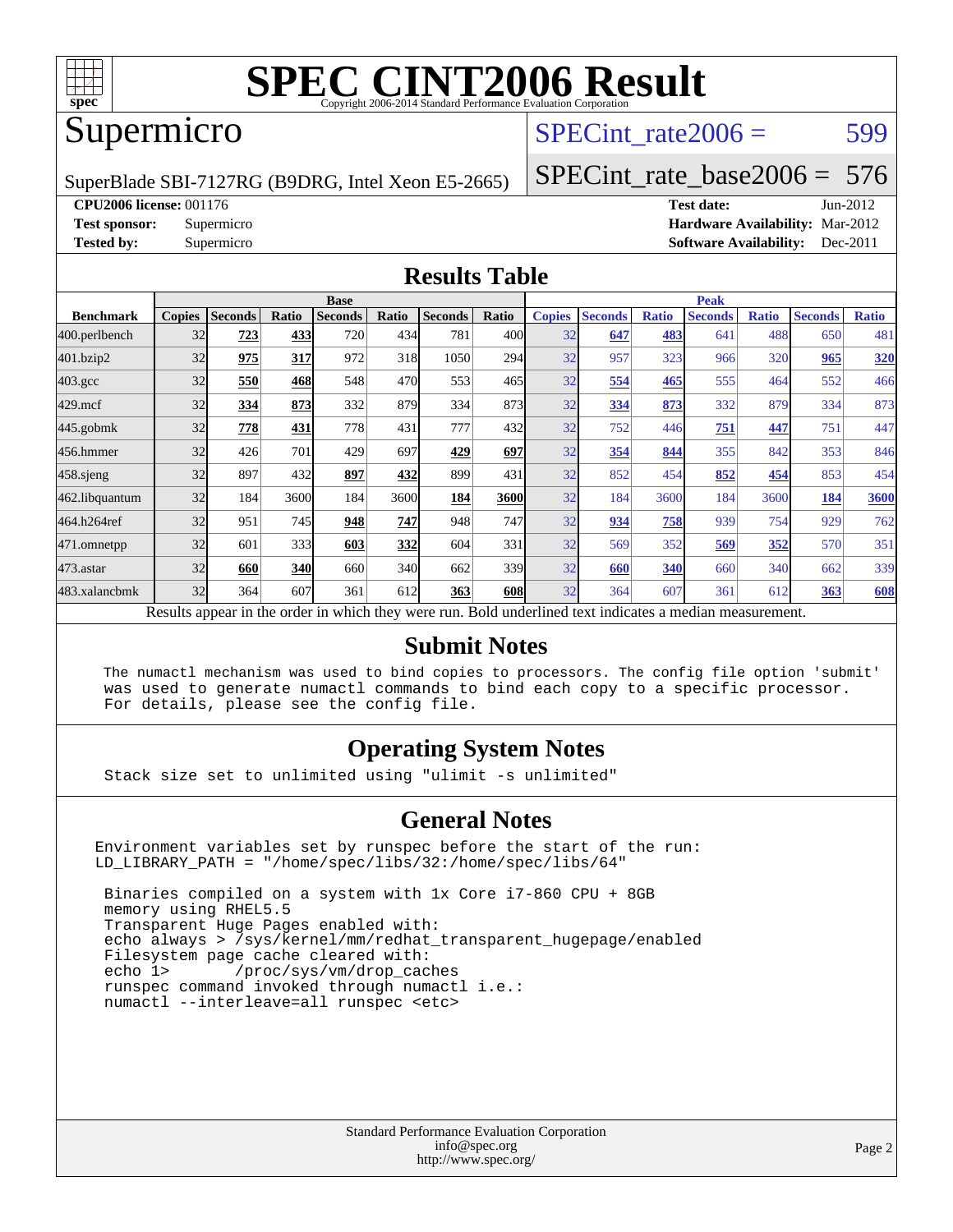# SPEC CINT2006 Result

Copyright 2006-2014 Standard Performance Evaluation Corporation

## Supermicro

SuperBlade SBI-7127RG (B9DRG, Intel Xeon E5-2665)

SPECint_rate2006 = 599

SPECint_rate_base2006 = 576

**CPU2006 license:** 001176
**Test sponsor:** Supermicro
**Tested by:** Supermicro

**Test date:** Jun-2012
**Hardware Availability:** Mar-2012
**Software Availability:** Dec-2011

## Results Table

| Benchmark | Base | | | | | | | Peak | | | | | | |
|---|---|---|---|---|---|---|---|---|---|---|---|---|---|---|
| | Copies | Seconds | Ratio | Seconds | Ratio | Seconds | Ratio | Copies | Seconds | Ratio | Seconds | Ratio | Seconds | Ratio |
| 400.perlbench | 32 | **723** | **433** | 720 | 434 | 781 | 400 | 32 | **647** | **483** | 641 | 488 | 650 | 481 |
| 401.bzip2 | 32 | **975** | **317** | 972 | 318 | 1050 | 294 | 32 | 957 | 323 | 966 | 320 | **965** | **320** |
| 403.gcc | 32 | **550** | **468** | 548 | 470 | 553 | 465 | 32 | **554** | **465** | 555 | 464 | 552 | 466 |
| 429.mcf | 32 | **334** | **873** | 332 | 879 | 334 | 873 | 32 | **334** | **873** | 332 | 879 | 334 | 873 |
| 445.gobmk | 32 | **778** | **431** | 778 | 431 | 777 | 432 | 32 | 752 | 446 | **751** | **447** | 751 | 447 |
| 456.hmmer | 32 | 426 | 701 | 429 | 697 | **429** | **697** | 32 | **354** | **844** | 355 | 842 | 353 | 846 |
| 458.sjeng | 32 | 897 | 432 | **897** | **432** | 899 | 431 | 32 | 852 | 454 | **852** | **454** | 853 | 454 |
| 462.libquantum | 32 | 184 | 3600 | 184 | 3600 | **184** | **3600** | 32 | 184 | 3600 | 184 | 3600 | **184** | **3600** |
| 464.h264ref | 32 | 951 | 745 | **948** | **747** | 948 | 747 | 32 | **934** | **758** | 939 | 754 | 929 | 762 |
| 471.omnetpp | 32 | 601 | 333 | **603** | **332** | 604 | 331 | 32 | 569 | 352 | **569** | **352** | 570 | 351 |
| 473.astar | 32 | **660** | **340** | 660 | 340 | 662 | 339 | 32 | **660** | **340** | 660 | 340 | 662 | 339 |
| 483.xalancbmk | 32 | 364 | 607 | 361 | 612 | **363** | **608** | 32 | 364 | 607 | 361 | 612 | **363** | **608** |

Results appear in the order in which they were run. Bold underlined text indicates a median measurement.

## Submit Notes

```
The numactl mechanism was used to bind copies to processors. The config file option 'submit'
was used to generate numactl commands to bind each copy to a specific processor.
For details, please see the config file.
```

## Operating System Notes

```
Stack size set to unlimited using "ulimit -s unlimited"
```

## General Notes

```
Environment variables set by runspec before the start of the run:
LD_LIBRARY_PATH = "/home/spec/libs/32:/home/spec/libs/64"

 Binaries compiled on a system with 1x Core i7-860 CPU + 8GB
 memory using RHEL5.5
 Transparent Huge Pages enabled with:
 echo always > /sys/kernel/mm/redhat_transparent_hugepage/enabled
 Filesystem page cache cleared with:
 echo 1>       /proc/sys/vm/drop_caches
 runspec command invoked through numactl i.e.:
 numactl --interleave=all runspec <etc>
```

Standard Performance Evaluation Corporation
info@spec.org
http://www.spec.org/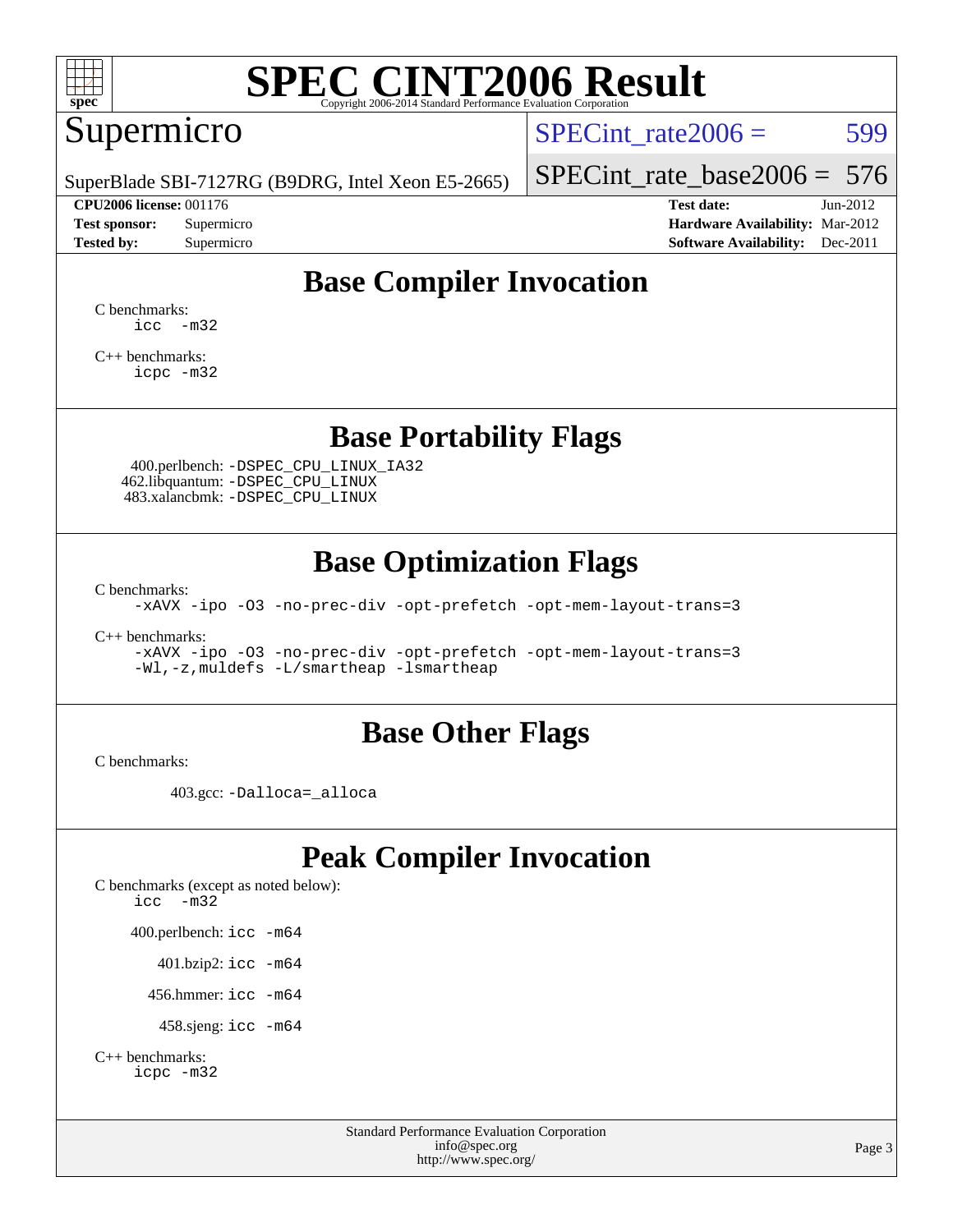# SPEC CINT2006 Result

Copyright 2006-2014 Standard Performance Evaluation Corporation

## Supermicro

SuperBlade SBI-7127RG (B9DRG, Intel Xeon E5-2665)

SPECint_rate2006 = 599

SPECint_rate_base2006 = 576

**CPU2006 license:** 001176
**Test sponsor:** Supermicro
**Tested by:** Supermicro

**Test date:** Jun-2012
**Hardware Availability:** Mar-2012
**Software Availability:** Dec-2011

## Base Compiler Invocation

C benchmarks:
```
icc  -m32
```

C++ benchmarks:
```
icpc -m32
```

## Base Portability Flags

400.perlbench: `-DSPEC_CPU_LINUX_IA32`
462.libquantum: `-DSPEC_CPU_LINUX`
483.xalancbmk: `-DSPEC_CPU_LINUX`

## Base Optimization Flags

C benchmarks:
```
-xAVX -ipo -O3 -no-prec-div -opt-prefetch -opt-mem-layout-trans=3
```

C++ benchmarks:
```
-xAVX -ipo -O3 -no-prec-div -opt-prefetch -opt-mem-layout-trans=3
-Wl,-z,muldefs -L/smartheap -lsmartheap
```

## Base Other Flags

C benchmarks:

403.gcc: `-Dalloca=_alloca`

## Peak Compiler Invocation

C benchmarks (except as noted below):
```
icc  -m32
```

400.perlbench: `icc -m64`

401.bzip2: `icc -m64`

456.hmmer: `icc -m64`

458.sjeng: `icc -m64`

C++ benchmarks:
```
icpc -m32
```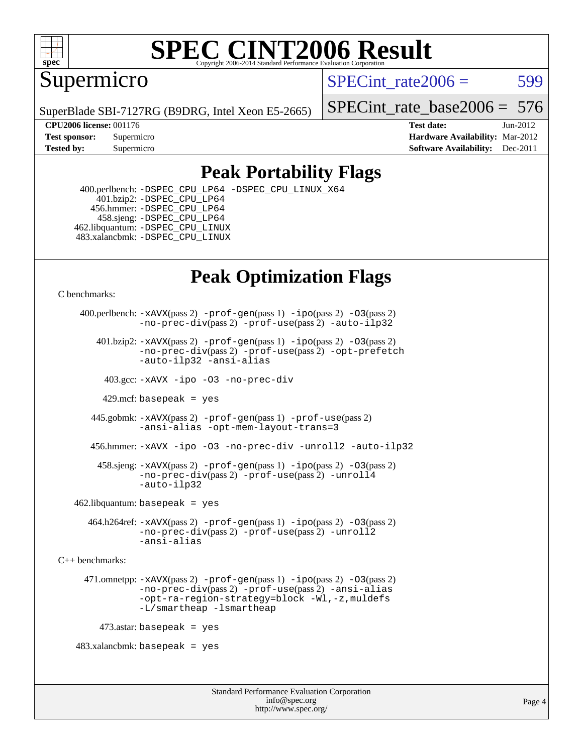# SPEC CINT2006 Result

Copyright 2006-2014 Standard Performance Evaluation Corporation

## Supermicro

SuperBlade SBI-7127RG (B9DRG, Intel Xeon E5-2665)

SPECint_rate2006 = 599

SPECint_rate_base2006 = 576

**CPU2006 license:** 001176
**Test sponsor:** Supermicro
**Tested by:** Supermicro

**Test date:** Jun-2012
**Hardware Availability:** Mar-2012
**Software Availability:** Dec-2011

## Peak Portability Flags

400.perlbench: -DSPEC_CPU_LP64 -DSPEC_CPU_LINUX_X64
401.bzip2: -DSPEC_CPU_LP64
456.hmmer: -DSPEC_CPU_LP64
458.sjeng: -DSPEC_CPU_LP64
462.libquantum: -DSPEC_CPU_LINUX
483.xalancbmk: -DSPEC_CPU_LINUX

## Peak Optimization Flags

C benchmarks:

400.perlbench: -xAVX(pass 2) -prof-gen(pass 1) -ipo(pass 2) -O3(pass 2) -no-prec-div(pass 2) -prof-use(pass 2) -auto-ilp32

401.bzip2: -xAVX(pass 2) -prof-gen(pass 1) -ipo(pass 2) -O3(pass 2) -no-prec-div(pass 2) -prof-use(pass 2) -opt-prefetch -auto-ilp32 -ansi-alias

403.gcc: -xAVX -ipo -O3 -no-prec-div

429.mcf: basepeak = yes

445.gobmk: -xAVX(pass 2) -prof-gen(pass 1) -prof-use(pass 2) -ansi-alias -opt-mem-layout-trans=3

456.hmmer: -xAVX -ipo -O3 -no-prec-div -unroll2 -auto-ilp32

458.sjeng: -xAVX(pass 2) -prof-gen(pass 1) -ipo(pass 2) -O3(pass 2) -no-prec-div(pass 2) -prof-use(pass 2) -unroll4 -auto-ilp32

462.libquantum: basepeak = yes

464.h264ref: -xAVX(pass 2) -prof-gen(pass 1) -ipo(pass 2) -O3(pass 2) -no-prec-div(pass 2) -prof-use(pass 2) -unroll2 -ansi-alias

C++ benchmarks:

471.omnetpp: -xAVX(pass 2) -prof-gen(pass 1) -ipo(pass 2) -O3(pass 2) -no-prec-div(pass 2) -prof-use(pass 2) -ansi-alias -opt-ra-region-strategy=block -Wl,-z,muldefs -L/smartheap -lsmartheap

473.astar: basepeak = yes

483.xalancbmk: basepeak = yes

Standard Performance Evaluation Corporation
info@spec.org
http://www.spec.org/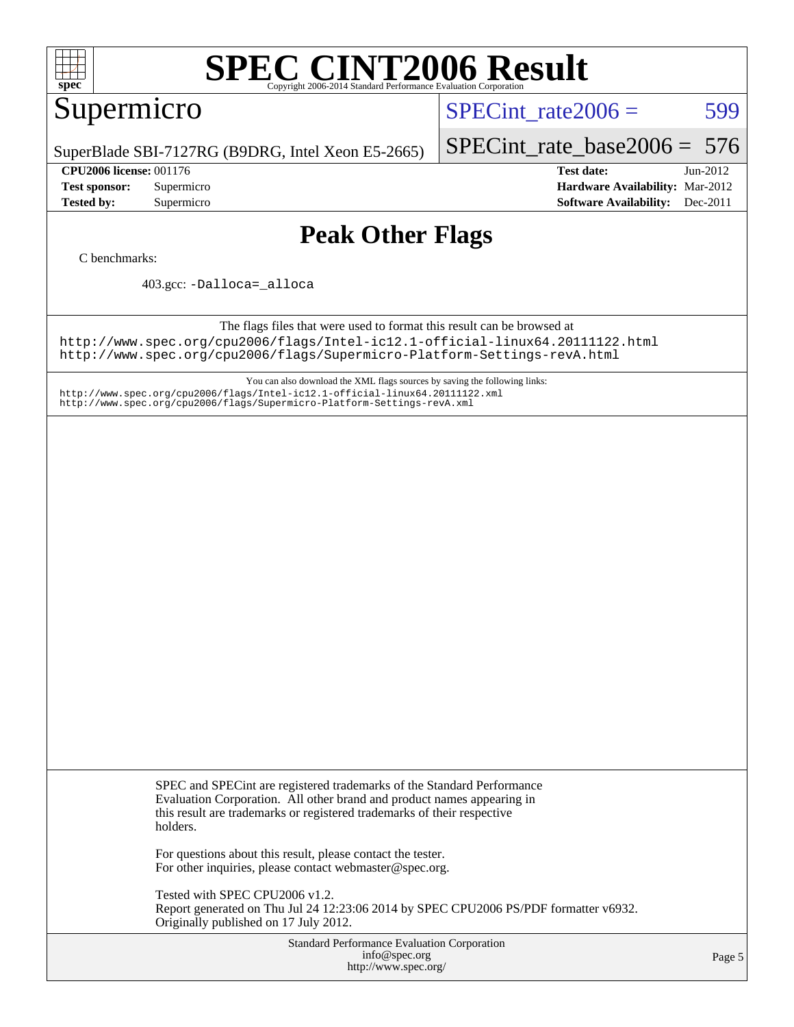## Peak Other Flags

C benchmarks:

403.gcc: -Dalloca=_alloca

The flags files that were used to format this result can be browsed at
http://www.spec.org/cpu2006/flags/Intel-ic12.1-official-linux64.20111122.html
http://www.spec.org/cpu2006/flags/Supermicro-Platform-Settings-revA.html

You can also download the XML flags sources by saving the following links:
http://www.spec.org/cpu2006/flags/Intel-ic12.1-official-linux64.20111122.xml
http://www.spec.org/cpu2006/flags/Supermicro-Platform-Settings-revA.xml

SPEC and SPECint are registered trademarks of the Standard Performance Evaluation Corporation. All other brand and product names appearing in this result are trademarks or registered trademarks of their respective holders.

For questions about this result, please contact the tester.
For other inquiries, please contact webmaster@spec.org.

Tested with SPEC CPU2006 v1.2.
Report generated on Thu Jul 24 12:23:06 2014 by SPEC CPU2006 PS/PDF formatter v6932.
Originally published on 17 July 2012.